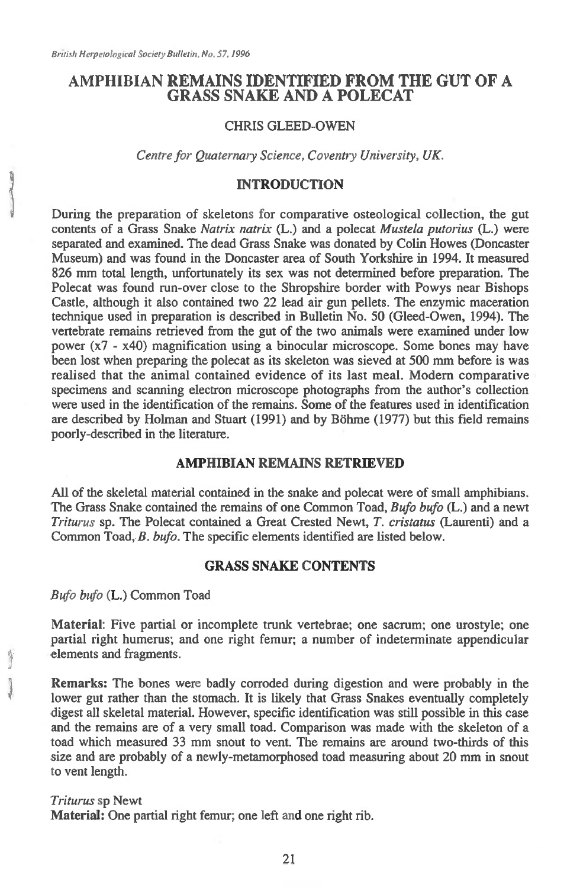# AMPHIBIAN REMAINS IDENTIFIED FROM THE GUT OF A GRASS SNAKE AND A POLECAT

CHRIS GLEED-OWEN

*Centre for Quaternary Science, Coventry University, UK.*

## INTRODUCTION

During the preparation of skeletons for comparative osteological collection, the gut contents of a Grass Snake *Natrix natrix* (L.) and a polecat *Mustela putorius* (L.) were separated and examined. The dead Grass Snake was donated by Colin Howes (Doncaster Museum) and was found in the Doncaster area of South Yorkshire in 1994. It measured 826 mm total length, unfortunately its sex was not determined before preparation. The Polecat was found run-over close to the Shropshire border with Powys near Bishops Castle, although it also contained two 22 lead air gun pellets. The enzymic maceration technique used in preparation is described in Bulletin No. 50 (Gleed-Owen, 1994). The vertebrate remains retrieved from the gut of the two animals were examined under low power (x7 - x40) magnification using a binocular microscope. Some bones may have been lost when preparing the polecat as its skeleton was sieved at 500 mm before is was realised that the animal contained evidence of its last meal. Modern comparative specimens and scanning electron microscope photographs from the author's collection were used in the identification of the remains. Some of the features used in identification are described by Holman and Stuart (1991) and by Böhme (1977) but this field remains poorly-described in the literature.

## AMPHIBIAN REMAINS RETRIEVED

All of the skeletal material contained in the snake and polecat were of small amphibians. The Grass Snake contained the remains of one Common Toad, *Bufo bufo* (L.) and a newt *Triturus* sp. The Polecat contained a Great Crested Newt, *T. cristatus* (Laurenti) and a Common Toad, *B. bufo*. The specific elements identified are listed below.

## GRASS SNAKE CONTENTS

*Bufo bufo* (L.) Common Toad

**Material**: Five partial or incomplete trunk vertebrae; one sacrum; one urostyle; one partial right humerus; and one right femur; a number of indeterminate appendicular elements and fragments.

**Remarks:** The bones were badly corroded during digestion and were probably in the lower gut rather than the stomach. It is likely that Grass Snakes eventually completely digest all skeletal material. However, specific identification was still possible in this case and the remains are of a very small toad. Comparison was made with the skeleton of a toad which measured 33 mm snout to vent. The remains are around two-thirds of this size and are probably of a newly-metamorphosed toad measuring about 20 mm in snout to vent length.

*Triturus* sp Newt

**Material:** One partial right femur; one left and one right rib.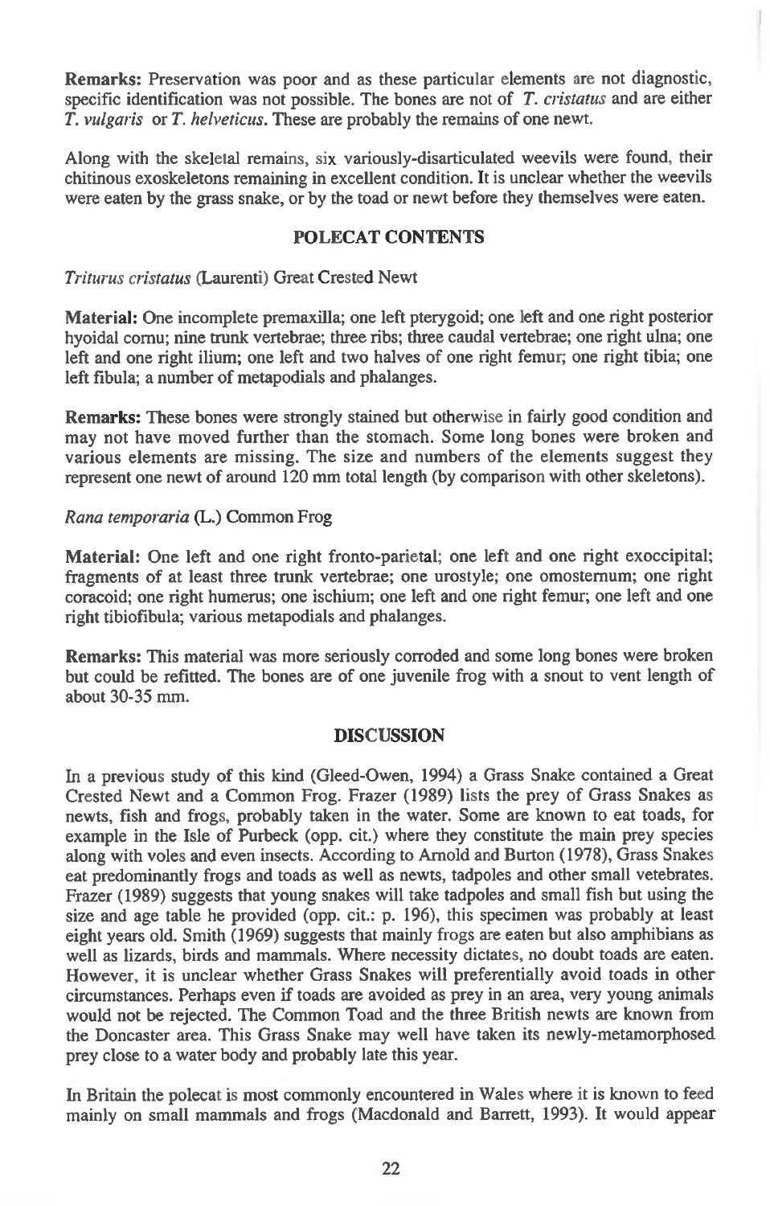**Remarks:** Preservation was poor and as these particular elements are not diagnostic, specific identification was not possible. The bones are not of *T. cristatus* and are either *T. vulgaris* or *T. helveticus*. These are probably the remains of one newt.

Along with the skeletal remains, six variously-disarticulated weevils were found, their chitinous exoskeletons remaining in excellent condition. It is unclear whether the weevils were eaten by the grass snake, or by the toad or newt before they themselves were eaten.

## POLECAT CONTENTS

*Triturus cristatus* (Laurenti) Great Crested Newt

**Material:** One incomplete premaxilla; one left pterygoid; one left and one right posterior hyoidal cornu; nine trunk vertebrae; three ribs; three caudal vertebrae; one right ulna; one left and one right ilium; one left and two halves of one right femur; one right tibia; one left fibula; a number of metapodials and phalanges.

**Remarks:** These bones were strongly stained but otherwise in fairly good condition and may not have moved further than the stomach. Some long bones were broken and various elements are missing. The size and numbers of the elements suggest they represent one newt of around 120 mm total length (by comparison with other skeletons).

*Rana temporaria* (L.) Common Frog

**Material:** One left and one right fronto-parietal; one left and one right exoccipital; fragments of at least three trunk vertebrae; one urostyle; one omosternum; one right coracoid; one right humerus; one ischium; one left and one right femur; one left and one right tibiofibula; various metapodials and phalanges.

**Remarks:** This material was more seriously corroded and some long bones were broken but could be refitted. The bones are of one juvenile frog with a snout to vent length of about 30-35 mm.

## DISCUSSION

In a previous study of this kind (Gleed-Owen, 1994) a Grass Snake contained a Great Crested Newt and a Common Frog. Frazer (1989) lists the prey of Grass Snakes as newts, fish and frogs, probably taken in the water. Some are known to eat toads, for example in the Isle of Purbeck (opp. cit.) where they constitute the main prey species along with voles and even insects. According to Arnold and Burton (1978), Grass Snakes eat predominantly frogs and toads as well as newts, tadpoles and other small vetebrates. Frazer (1989) suggests that young snakes will take tadpoles and small fish but using the size and age table he provided (opp. cit.: p. 196), this specimen was probably at least eight years old. Smith (1969) suggests that mainly frogs are eaten but also amphibians as well as lizards, birds and mammals. Where necessity dictates, no doubt toads are eaten. However, it is unclear whether Grass Snakes will preferentially avoid toads in other circumstances. Perhaps even if toads are avoided as prey in an area, very young animals would not be rejected. The Common Toad and the three British newts are known from the Doncaster area. This Grass Snake may well have taken its newly-metamorphosed prey close to a water body and probably late this year.

In Britain the polecat is most commonly encountered in Wales where it is known to feed mainly on small mammals and frogs (Macdonald and Barrett, 1993). It would appear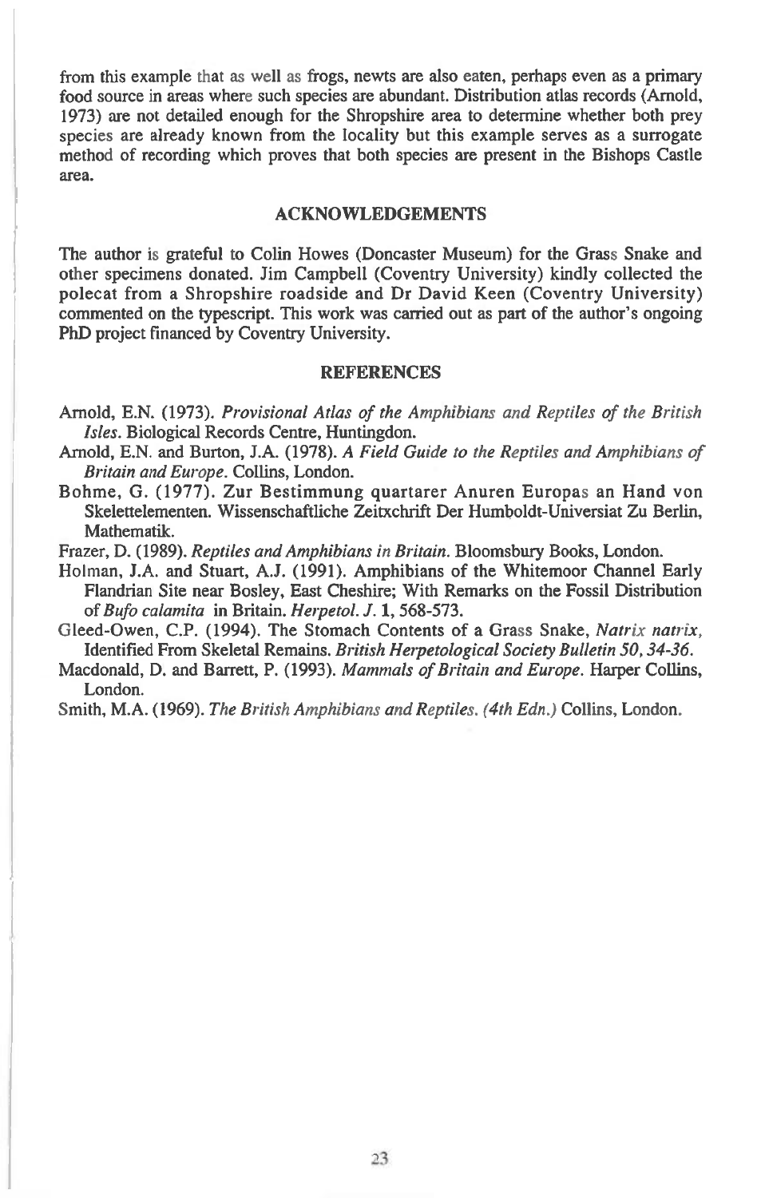from this example that as well as frogs, newts are also eaten, perhaps even as a primary food source in areas where such species are abundant. Distribution atlas records (Arnold, 1973) are not detailed enough for the Shropshire area to determine whether both prey species are already known from the locality but this example serves as a surrogate method of recording which proves that both species are present in the Bishops Castle area.

## ACKNOWLEDGEMENTS

The author is grateful to Colin Howes (Doncaster Museum) for the Grass Snake and other specimens donated. Jim Campbell (Coventry University) kindly collected the polecat from a Shropshire roadside and Dr David Keen (Coventry University) commented on the typescript. This work was carried out as part of the author's ongoing PhD project financed by Coventry University.

## REFERENCES

Arnold, E.N. (1973). *Provisional Atlas of the Amphibians and Reptiles of the British Isles*. Biological Records Centre, Huntingdon.

Arnold, E.N. and Burton, J.A. (1978). *A Field Guide to the Reptiles and Amphibians of Britain and Europe*. Collins, London.

Bohme, G. (1977). Zur Bestimmung quartarer Anuren Europas an Hand von Skelettelementen. Wissenschaftliche Zeitxchrift Der Humboldt-Universiat Zu Berlin, Mathematik.

Frazer, D. (1989). *Reptiles and Amphibians in Britain*. Bloomsbury Books, London.

Holman, J.A. and Stuart, A.J. (1991). Amphibians of the Whitemoor Channel Early Flandrian Site near Bosley, East Cheshire; With Remarks on the Fossil Distribution of *Bufo calamita* in Britain. *Herpetol. J.* **1**, 568-573.

Gleed-Owen, C.P. (1994). The Stomach Contents of a Grass Snake, *Natrix natrix*, Identified From Skeletal Remains. *British Herpetological Society Bulletin 50, 34-36.*

Macdonald, D. and Barrett, P. (1993). *Mammals of Britain and Europe*. Harper Collins, London.

Smith, M.A. (1969). *The British Amphibians and Reptiles. (4th Edn.)* Collins, London.